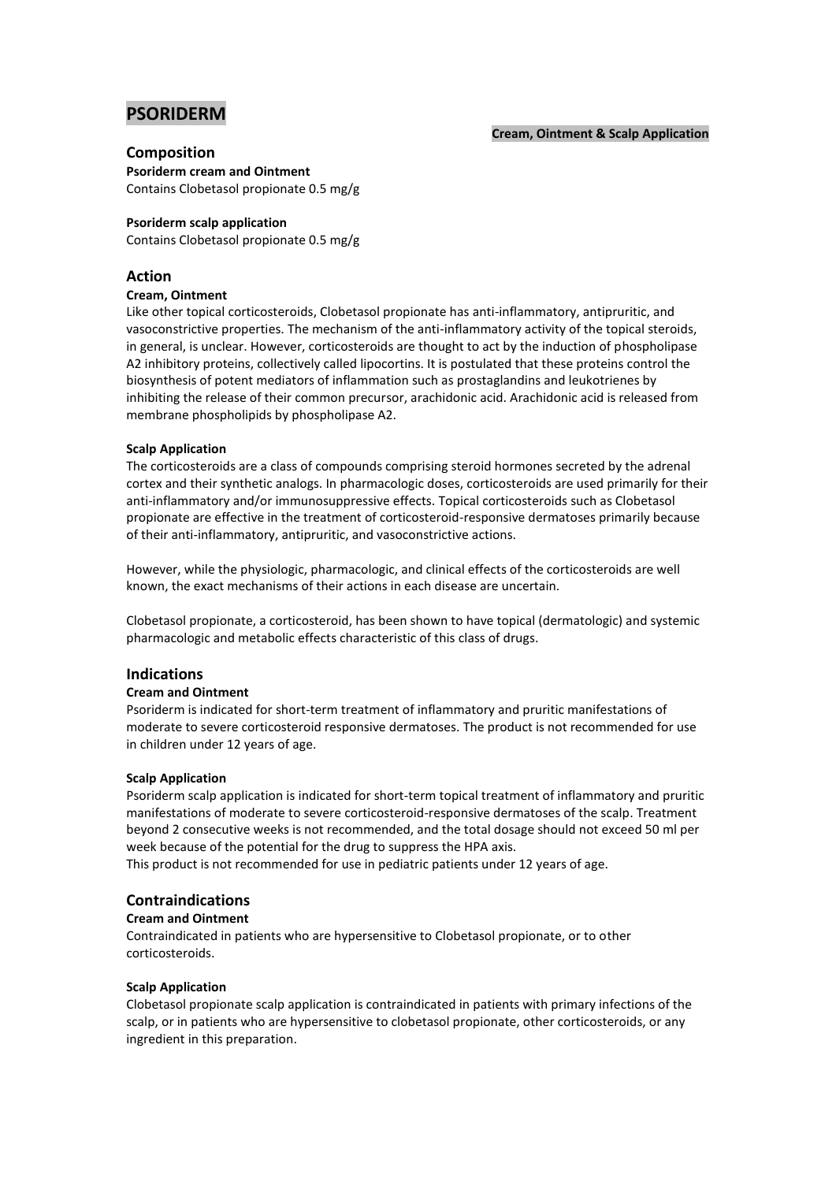# PSORIDERM

**Cream, Ointment & Scalp Application**

## Composition

**Psoriderm cream and Ointment**
Contains Clobetasol propionate 0.5 mg/g

**Psoriderm scalp application**
Contains Clobetasol propionate 0.5 mg/g

## Action

**Cream, Ointment**

Like other topical corticosteroids, Clobetasol propionate has anti-inflammatory, antipruritic, and vasoconstrictive properties. The mechanism of the anti-inflammatory activity of the topical steroids, in general, is unclear. However, corticosteroids are thought to act by the induction of phospholipase A2 inhibitory proteins, collectively called lipocortins. It is postulated that these proteins control the biosynthesis of potent mediators of inflammation such as prostaglandins and leukotrienes by inhibiting the release of their common precursor, arachidonic acid. Arachidonic acid is released from membrane phospholipids by phospholipase A2.

**Scalp Application**

The corticosteroids are a class of compounds comprising steroid hormones secreted by the adrenal cortex and their synthetic analogs. In pharmacologic doses, corticosteroids are used primarily for their anti-inflammatory and/or immunosuppressive effects. Topical corticosteroids such as Clobetasol propionate are effective in the treatment of corticosteroid-responsive dermatoses primarily because of their anti-inflammatory, antipruritic, and vasoconstrictive actions.

However, while the physiologic, pharmacologic, and clinical effects of the corticosteroids are well known, the exact mechanisms of their actions in each disease are uncertain.

Clobetasol propionate, a corticosteroid, has been shown to have topical (dermatologic) and systemic pharmacologic and metabolic effects characteristic of this class of drugs.

## Indications

**Cream and Ointment**

Psoriderm is indicated for short-term treatment of inflammatory and pruritic manifestations of moderate to severe corticosteroid responsive dermatoses. The product is not recommended for use in children under 12 years of age.

**Scalp Application**

Psoriderm scalp application is indicated for short-term topical treatment of inflammatory and pruritic manifestations of moderate to severe corticosteroid-responsive dermatoses of the scalp. Treatment beyond 2 consecutive weeks is not recommended, and the total dosage should not exceed 50 ml per week because of the potential for the drug to suppress the HPA axis.
This product is not recommended for use in pediatric patients under 12 years of age.

## Contraindications

**Cream and Ointment**

Contraindicated in patients who are hypersensitive to Clobetasol propionate, or to other corticosteroids.

**Scalp Application**

Clobetasol propionate scalp application is contraindicated in patients with primary infections of the scalp, or in patients who are hypersensitive to clobetasol propionate, other corticosteroids, or any ingredient in this preparation.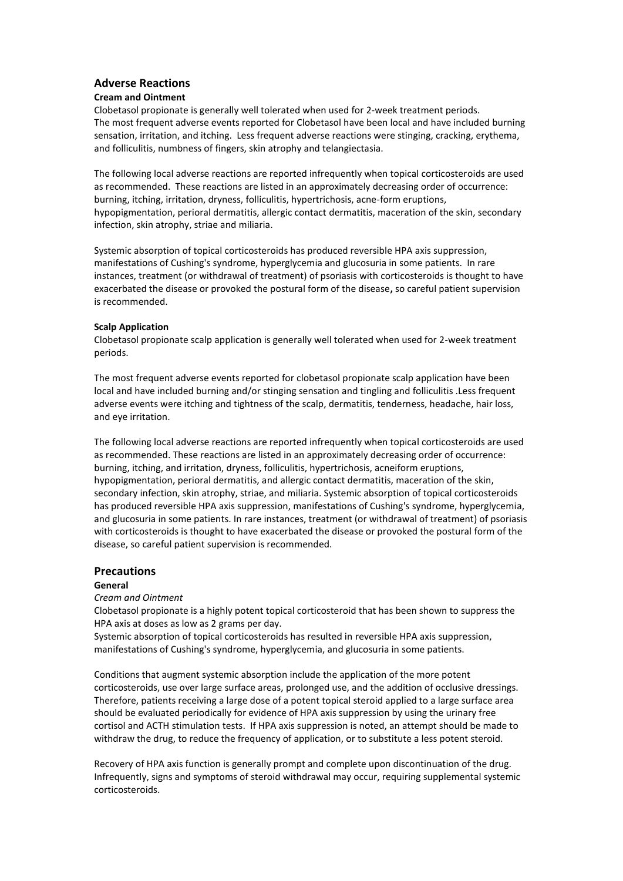## Adverse Reactions

### Cream and Ointment

Clobetasol propionate is generally well tolerated when used for 2-week treatment periods.
The most frequent adverse events reported for Clobetasol have been local and have included burning sensation, irritation, and itching. Less frequent adverse reactions were stinging, cracking, erythema, and folliculitis, numbness of fingers, skin atrophy and telangiectasia.

The following local adverse reactions are reported infrequently when topical corticosteroids are used as recommended. These reactions are listed in an approximately decreasing order of occurrence: burning, itching, irritation, dryness, folliculitis, hypertrichosis, acne-form eruptions, hypopigmentation, perioral dermatitis, allergic contact dermatitis, maceration of the skin, secondary infection, skin atrophy, striae and miliaria.

Systemic absorption of topical corticosteroids has produced reversible HPA axis suppression, manifestations of Cushing's syndrome, hyperglycemia and glucosuria in some patients. In rare instances, treatment (or withdrawal of treatment) of psoriasis with corticosteroids is thought to have exacerbated the disease or provoked the postural form of the disease**,** so careful patient supervision is recommended.

### Scalp Application

Clobetasol propionate scalp application is generally well tolerated when used for 2-week treatment periods.

The most frequent adverse events reported for clobetasol propionate scalp application have been local and have included burning and/or stinging sensation and tingling and folliculitis .Less frequent adverse events were itching and tightness of the scalp, dermatitis, tenderness, headache, hair loss, and eye irritation.

The following local adverse reactions are reported infrequently when topical corticosteroids are used as recommended. These reactions are listed in an approximately decreasing order of occurrence: burning, itching, and irritation, dryness, folliculitis, hypertrichosis, acneiform eruptions, hypopigmentation, perioral dermatitis, and allergic contact dermatitis, maceration of the skin, secondary infection, skin atrophy, striae, and miliaria. Systemic absorption of topical corticosteroids has produced reversible HPA axis suppression, manifestations of Cushing's syndrome, hyperglycemia, and glucosuria in some patients. In rare instances, treatment (or withdrawal of treatment) of psoriasis with corticosteroids is thought to have exacerbated the disease or provoked the postural form of the disease, so careful patient supervision is recommended.

## Precautions

### General

*Cream and Ointment*

Clobetasol propionate is a highly potent topical corticosteroid that has been shown to suppress the HPA axis at doses as low as 2 grams per day.
Systemic absorption of topical corticosteroids has resulted in reversible HPA axis suppression, manifestations of Cushing's syndrome, hyperglycemia, and glucosuria in some patients.

Conditions that augment systemic absorption include the application of the more potent corticosteroids, use over large surface areas, prolonged use, and the addition of occlusive dressings. Therefore, patients receiving a large dose of a potent topical steroid applied to a large surface area should be evaluated periodically for evidence of HPA axis suppression by using the urinary free cortisol and ACTH stimulation tests. If HPA axis suppression is noted, an attempt should be made to withdraw the drug, to reduce the frequency of application, or to substitute a less potent steroid.

Recovery of HPA axis function is generally prompt and complete upon discontinuation of the drug. Infrequently, signs and symptoms of steroid withdrawal may occur, requiring supplemental systemic corticosteroids.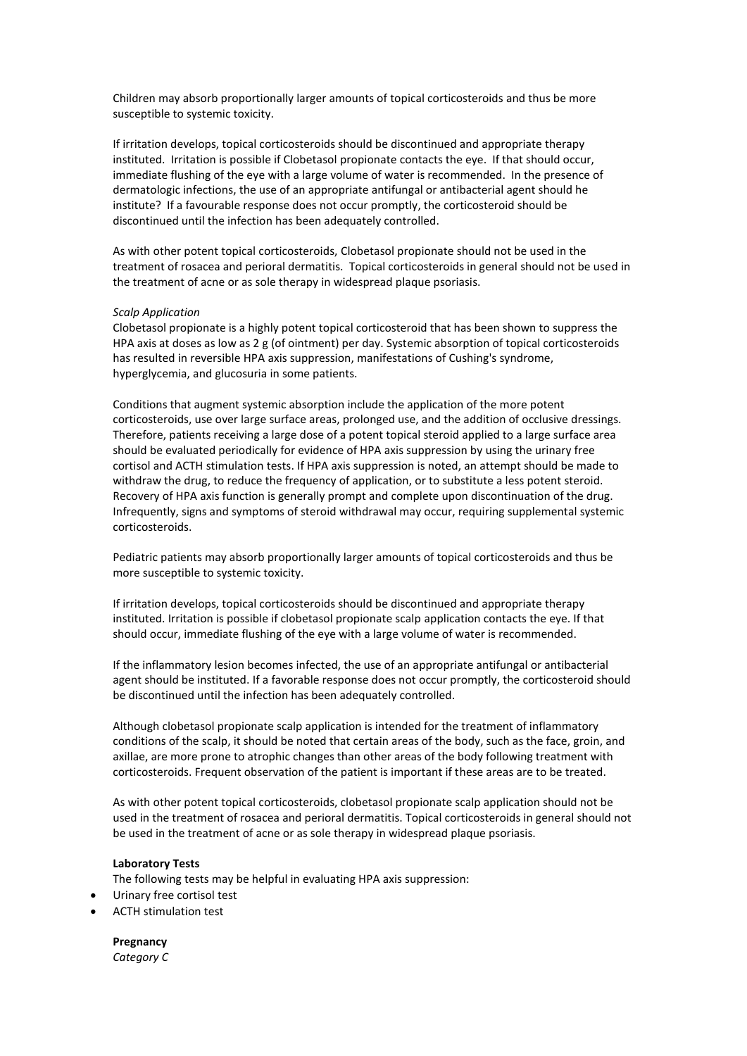Children may absorb proportionally larger amounts of topical corticosteroids and thus be more susceptible to systemic toxicity.

If irritation develops, topical corticosteroids should be discontinued and appropriate therapy instituted. Irritation is possible if Clobetasol propionate contacts the eye. If that should occur, immediate flushing of the eye with a large volume of water is recommended. In the presence of dermatologic infections, the use of an appropriate antifungal or antibacterial agent should he institute? If a favourable response does not occur promptly, the corticosteroid should be discontinued until the infection has been adequately controlled.

As with other potent topical corticosteroids, Clobetasol propionate should not be used in the treatment of rosacea and perioral dermatitis. Topical corticosteroids in general should not be used in the treatment of acne or as sole therapy in widespread plaque psoriasis.

*Scalp Application*

Clobetasol propionate is a highly potent topical corticosteroid that has been shown to suppress the HPA axis at doses as low as 2 g (of ointment) per day. Systemic absorption of topical corticosteroids has resulted in reversible HPA axis suppression, manifestations of Cushing's syndrome, hyperglycemia, and glucosuria in some patients.

Conditions that augment systemic absorption include the application of the more potent corticosteroids, use over large surface areas, prolonged use, and the addition of occlusive dressings. Therefore, patients receiving a large dose of a potent topical steroid applied to a large surface area should be evaluated periodically for evidence of HPA axis suppression by using the urinary free cortisol and ACTH stimulation tests. If HPA axis suppression is noted, an attempt should be made to withdraw the drug, to reduce the frequency of application, or to substitute a less potent steroid. Recovery of HPA axis function is generally prompt and complete upon discontinuation of the drug. Infrequently, signs and symptoms of steroid withdrawal may occur, requiring supplemental systemic corticosteroids.

Pediatric patients may absorb proportionally larger amounts of topical corticosteroids and thus be more susceptible to systemic toxicity.

If irritation develops, topical corticosteroids should be discontinued and appropriate therapy instituted. Irritation is possible if clobetasol propionate scalp application contacts the eye. If that should occur, immediate flushing of the eye with a large volume of water is recommended.

If the inflammatory lesion becomes infected, the use of an appropriate antifungal or antibacterial agent should be instituted. If a favorable response does not occur promptly, the corticosteroid should be discontinued until the infection has been adequately controlled.

Although clobetasol propionate scalp application is intended for the treatment of inflammatory conditions of the scalp, it should be noted that certain areas of the body, such as the face, groin, and axillae, are more prone to atrophic changes than other areas of the body following treatment with corticosteroids. Frequent observation of the patient is important if these areas are to be treated.

As with other potent topical corticosteroids, clobetasol propionate scalp application should not be used in the treatment of rosacea and perioral dermatitis. Topical corticosteroids in general should not be used in the treatment of acne or as sole therapy in widespread plaque psoriasis.

**Laboratory Tests**

The following tests may be helpful in evaluating HPA axis suppression:

- Urinary free cortisol test
- ACTH stimulation test

**Pregnancy**

*Category C*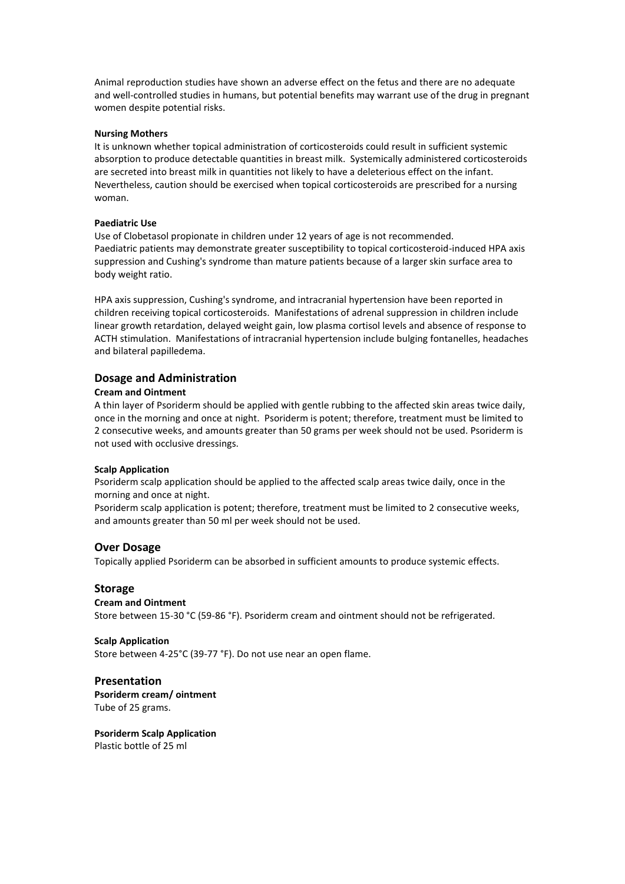Animal reproduction studies have shown an adverse effect on the fetus and there are no adequate and well-controlled studies in humans, but potential benefits may warrant use of the drug in pregnant women despite potential risks.

**Nursing Mothers**

It is unknown whether topical administration of corticosteroids could result in sufficient systemic absorption to produce detectable quantities in breast milk. Systemically administered corticosteroids are secreted into breast milk in quantities not likely to have a deleterious effect on the infant. Nevertheless, caution should be exercised when topical corticosteroids are prescribed for a nursing woman.

**Paediatric Use**

Use of Clobetasol propionate in children under 12 years of age is not recommended.
Paediatric patients may demonstrate greater susceptibility to topical corticosteroid-induced HPA axis suppression and Cushing's syndrome than mature patients because of a larger skin surface area to body weight ratio.

HPA axis suppression, Cushing's syndrome, and intracranial hypertension have been reported in children receiving topical corticosteroids. Manifestations of adrenal suppression in children include linear growth retardation, delayed weight gain, low plasma cortisol levels and absence of response to ACTH stimulation. Manifestations of intracranial hypertension include bulging fontanelles, headaches and bilateral papilledema.

## Dosage and Administration

**Cream and Ointment**

A thin layer of Psoriderm should be applied with gentle rubbing to the affected skin areas twice daily, once in the morning and once at night. Psoriderm is potent; therefore, treatment must be limited to 2 consecutive weeks, and amounts greater than 50 grams per week should not be used. Psoriderm is not used with occlusive dressings.

**Scalp Application**

Psoriderm scalp application should be applied to the affected scalp areas twice daily, once in the morning and once at night.
Psoriderm scalp application is potent; therefore, treatment must be limited to 2 consecutive weeks, and amounts greater than 50 ml per week should not be used.

## Over Dosage

Topically applied Psoriderm can be absorbed in sufficient amounts to produce systemic effects.

## Storage

**Cream and Ointment**

Store between 15-30 °C (59-86 °F). Psoriderm cream and ointment should not be refrigerated.

**Scalp Application**

Store between 4-25°C (39-77 °F). Do not use near an open flame.

## Presentation

**Psoriderm cream/ ointment**

Tube of 25 grams.

**Psoriderm Scalp Application**

Plastic bottle of 25 ml